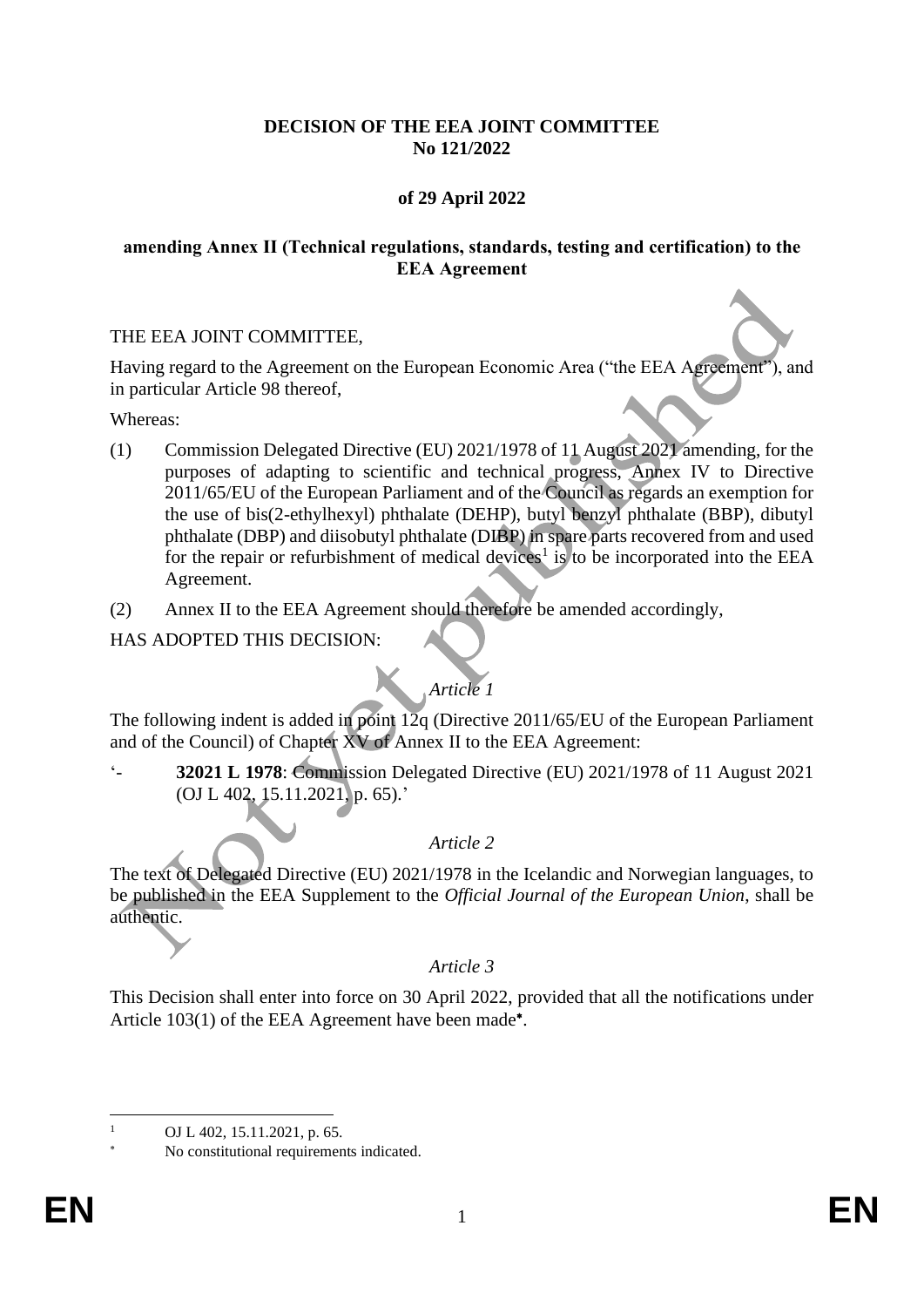**DECISION OF THE EEA JOINT COMMITTEE**
**No 121/2022**

**of 29 April 2022**

**amending Annex II (Technical regulations, standards, testing and certification) to the EEA Agreement**

THE EEA JOINT COMMITTEE,

Having regard to the Agreement on the European Economic Area ("the EEA Agreement"), and in particular Article 98 thereof,

Whereas:

(1) Commission Delegated Directive (EU) 2021/1978 of 11 August 2021 amending, for the purposes of adapting to scientific and technical progress, Annex IV to Directive 2011/65/EU of the European Parliament and of the Council as regards an exemption for the use of bis(2-ethylhexyl) phthalate (DEHP), butyl benzyl phthalate (BBP), dibutyl phthalate (DBP) and diisobutyl phthalate (DIBP) in spare parts recovered from and used for the repair or refurbishment of medical devices[1] is to be incorporated into the EEA Agreement.

(2) Annex II to the EEA Agreement should therefore be amended accordingly,

HAS ADOPTED THIS DECISION:

*Article 1*

The following indent is added in point 12q (Directive 2011/65/EU of the European Parliament and of the Council) of Chapter XV of Annex II to the EEA Agreement:

'- **32021 L 1978**: Commission Delegated Directive (EU) 2021/1978 of 11 August 2021 (OJ L 402, 15.11.2021, p. 65).'

*Article 2*

The text of Delegated Directive (EU) 2021/1978 in the Icelandic and Norwegian languages, to be published in the EEA Supplement to the *Official Journal of the European Union*, shall be authentic.

*Article 3*

This Decision shall enter into force on 30 April 2022, provided that all the notifications under Article 103(1) of the EEA Agreement have been made[*].

---

[1] OJ L 402, 15.11.2021, p. 65.

[*] No constitutional requirements indicated.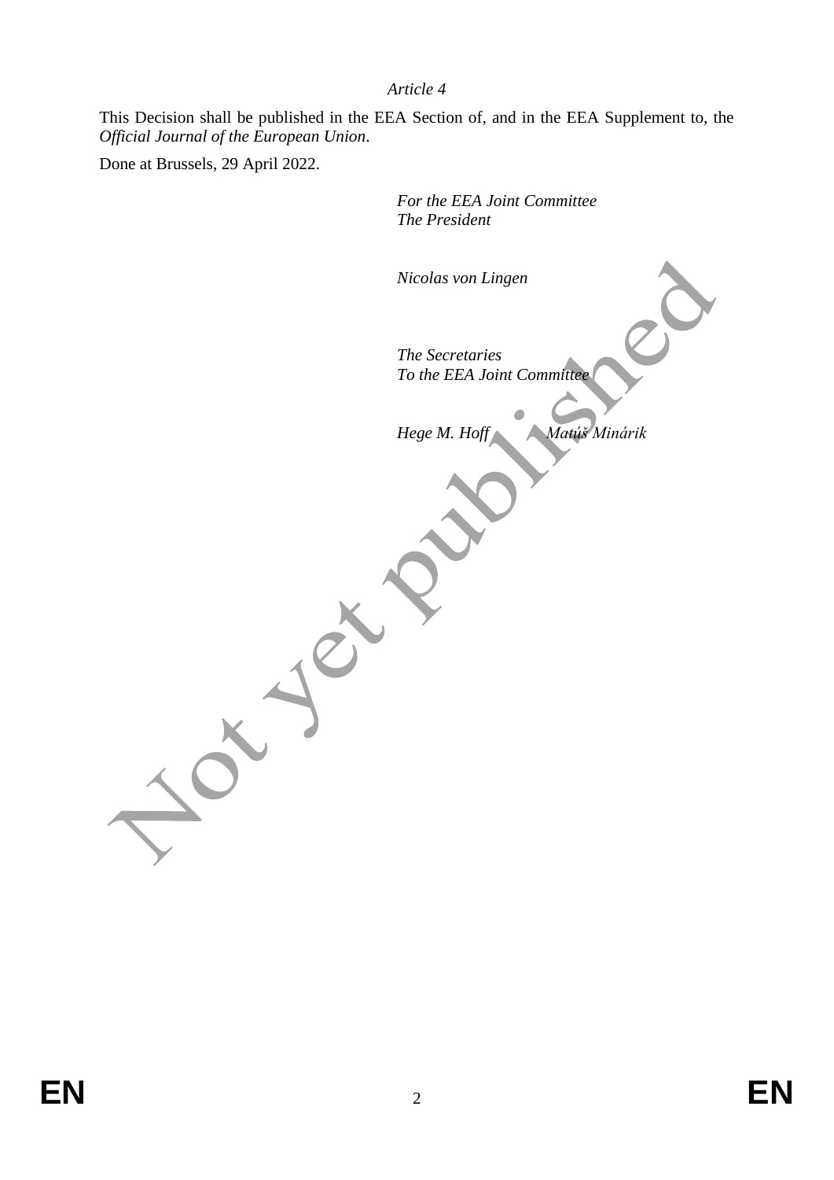*Article 4*

This Decision shall be published in the EEA Section of, and in the EEA Supplement to, the *Official Journal of the European Union*.

Done at Brussels, 29 April 2022.

*For the EEA Joint Committee*
*The President*

*Nicolas von Lingen*

*The Secretaries*
*To the EEA Joint Committee*

*Hege M. Hoff* *Matúš Minárik*

Not yet published